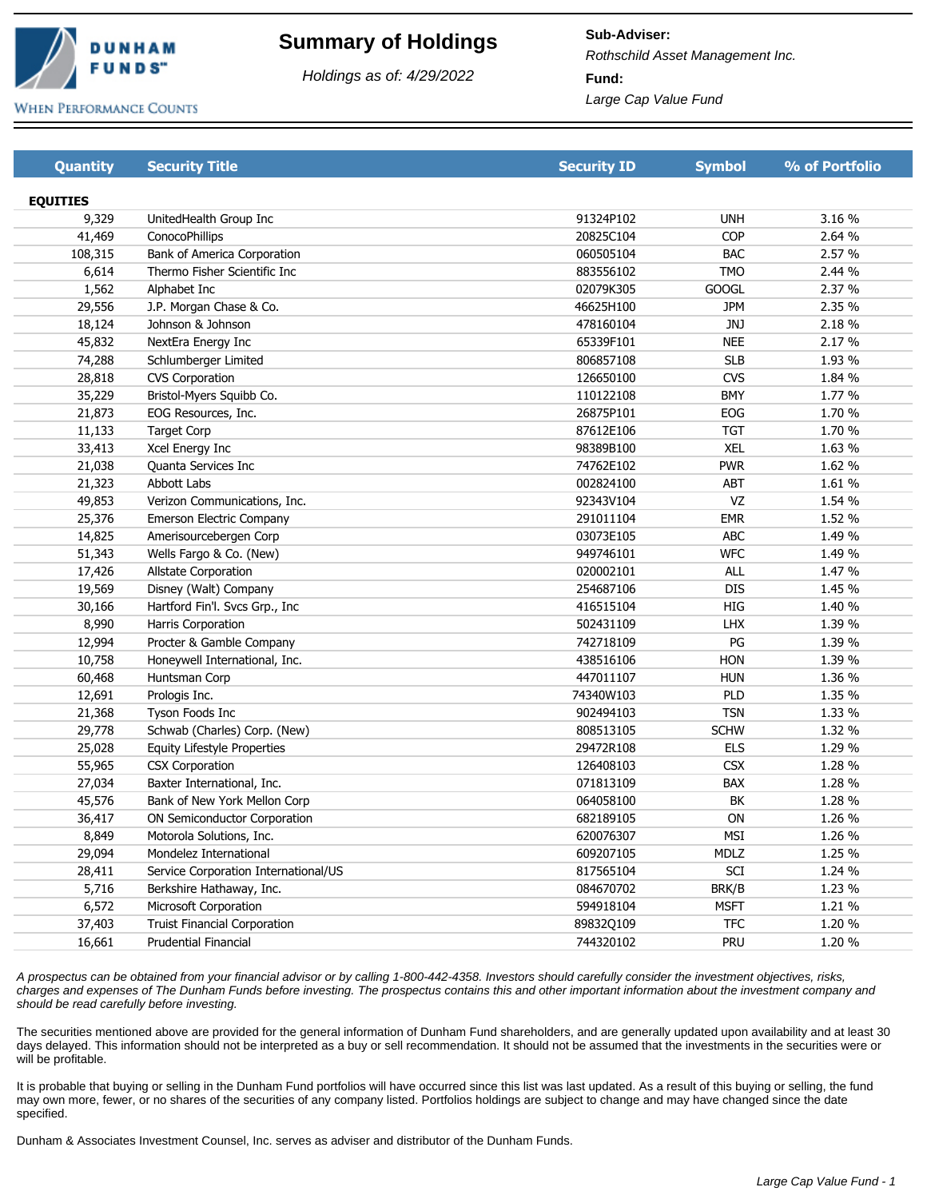# Summary of Holdings

*Holdings as of: 4/29/2022*

**Sub-Adviser:**
*Rothschild Asset Management Inc.*

**Fund:**
*Large Cap Value Fund*

| Quantity | Security Title | Security ID | Symbol | % of Portfolio |
|---|---|---|---|---|
| **EQUITIES** | | | | |
| 9,329 | UnitedHealth Group Inc | 91324P102 | UNH | 3.16 % |
| 41,469 | ConocoPhillips | 20825C104 | COP | 2.64 % |
| 108,315 | Bank of America Corporation | 060505104 | BAC | 2.57 % |
| 6,614 | Thermo Fisher Scientific Inc | 883556102 | TMO | 2.44 % |
| 1,562 | Alphabet Inc | 02079K305 | GOOGL | 2.37 % |
| 29,556 | J.P. Morgan Chase & Co. | 46625H100 | JPM | 2.35 % |
| 18,124 | Johnson & Johnson | 478160104 | JNJ | 2.18 % |
| 45,832 | NextEra Energy Inc | 65339F101 | NEE | 2.17 % |
| 74,288 | Schlumberger Limited | 806857108 | SLB | 1.93 % |
| 28,818 | CVS Corporation | 126650100 | CVS | 1.84 % |
| 35,229 | Bristol-Myers Squibb Co. | 110122108 | BMY | 1.77 % |
| 21,873 | EOG Resources, Inc. | 26875P101 | EOG | 1.70 % |
| 11,133 | Target Corp | 87612E106 | TGT | 1.70 % |
| 33,413 | Xcel Energy Inc | 98389B100 | XEL | 1.63 % |
| 21,038 | Quanta Services Inc | 74762E102 | PWR | 1.62 % |
| 21,323 | Abbott Labs | 002824100 | ABT | 1.61 % |
| 49,853 | Verizon Communications, Inc. | 92343V104 | VZ | 1.54 % |
| 25,376 | Emerson Electric Company | 291011104 | EMR | 1.52 % |
| 14,825 | Amerisourcebergen Corp | 03073E105 | ABC | 1.49 % |
| 51,343 | Wells Fargo & Co. (New) | 949746101 | WFC | 1.49 % |
| 17,426 | Allstate Corporation | 020002101 | ALL | 1.47 % |
| 19,569 | Disney (Walt) Company | 254687106 | DIS | 1.45 % |
| 30,166 | Hartford Fin'l. Svcs Grp., Inc | 416515104 | HIG | 1.40 % |
| 8,990 | Harris Corporation | 502431109 | LHX | 1.39 % |
| 12,994 | Procter & Gamble Company | 742718109 | PG | 1.39 % |
| 10,758 | Honeywell International, Inc. | 438516106 | HON | 1.39 % |
| 60,468 | Huntsman Corp | 447011107 | HUN | 1.36 % |
| 12,691 | Prologis Inc. | 74340W103 | PLD | 1.35 % |
| 21,368 | Tyson Foods Inc | 902494103 | TSN | 1.33 % |
| 29,778 | Schwab (Charles) Corp. (New) | 808513105 | SCHW | 1.32 % |
| 25,028 | Equity Lifestyle Properties | 29472R108 | ELS | 1.29 % |
| 55,965 | CSX Corporation | 126408103 | CSX | 1.28 % |
| 27,034 | Baxter International, Inc. | 071813109 | BAX | 1.28 % |
| 45,576 | Bank of New York Mellon Corp | 064058100 | BK | 1.28 % |
| 36,417 | ON Semiconductor Corporation | 682189105 | ON | 1.26 % |
| 8,849 | Motorola Solutions, Inc. | 620076307 | MSI | 1.26 % |
| 29,094 | Mondelez International | 609207105 | MDLZ | 1.25 % |
| 28,411 | Service Corporation International/US | 817565104 | SCI | 1.24 % |
| 5,716 | Berkshire Hathaway, Inc. | 084670702 | BRK/B | 1.23 % |
| 6,572 | Microsoft Corporation | 594918104 | MSFT | 1.21 % |
| 37,403 | Truist Financial Corporation | 89832Q109 | TFC | 1.20 % |
| 16,661 | Prudential Financial | 744320102 | PRU | 1.20 % |

*A prospectus can be obtained from your financial advisor or by calling 1-800-442-4358. Investors should carefully consider the investment objectives, risks, charges and expenses of The Dunham Funds before investing. The prospectus contains this and other important information about the investment company and should be read carefully before investing.*

The securities mentioned above are provided for the general information of Dunham Fund shareholders, and are generally updated upon availability and at least 30 days delayed. This information should not be interpreted as a buy or sell recommendation. It should not be assumed that the investments in the securities were or will be profitable.

It is probable that buying or selling in the Dunham Fund portfolios will have occurred since this list was last updated. As a result of this buying or selling, the fund may own more, fewer, or no shares of the securities of any company listed. Portfolios holdings are subject to change and may have changed since the date specified.

Dunham & Associates Investment Counsel, Inc. serves as adviser and distributor of the Dunham Funds.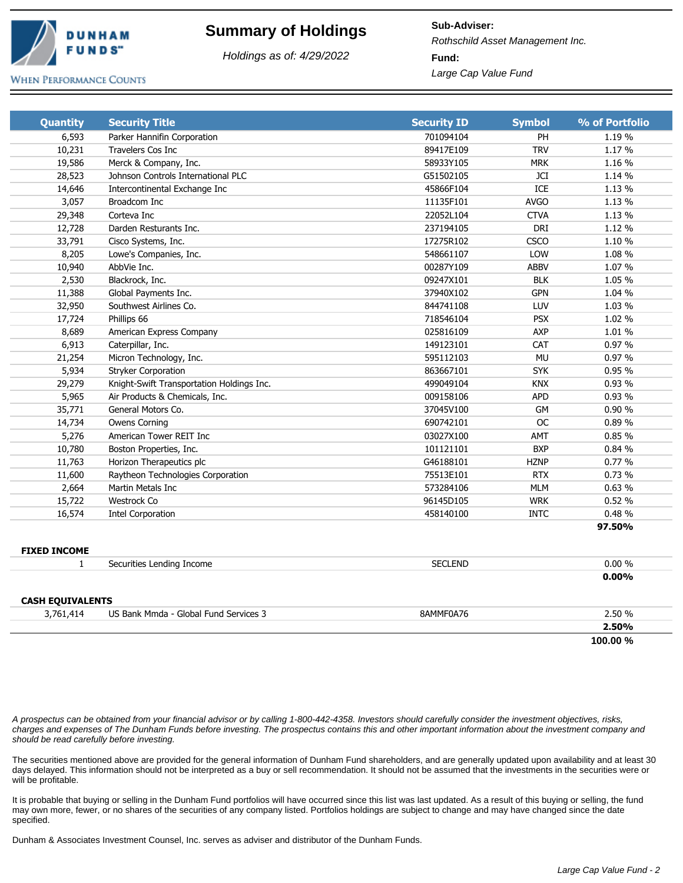**DUNHAM FUNDS**

WHEN PERFORMANCE COUNTS

# Summary of Holdings

*Holdings as of: 4/29/2022*

**Sub-Adviser:**

*Rothschild Asset Management Inc.*

**Fund:**

*Large Cap Value Fund*

| Quantity | Security Title | Security ID | Symbol | % of Portfolio |
|---|---|---|---|---|
| 6,593 | Parker Hannifin Corporation | 701094104 | PH | 1.19 % |
| 10,231 | Travelers Cos Inc | 89417E109 | TRV | 1.17 % |
| 19,586 | Merck & Company, Inc. | 58933Y105 | MRK | 1.16 % |
| 28,523 | Johnson Controls International PLC | G51502105 | JCI | 1.14 % |
| 14,646 | Intercontinental Exchange Inc | 45866F104 | ICE | 1.13 % |
| 3,057 | Broadcom Inc | 11135F101 | AVGO | 1.13 % |
| 29,348 | Corteva Inc | 22052L104 | CTVA | 1.13 % |
| 12,728 | Darden Resturants Inc. | 237194105 | DRI | 1.12 % |
| 33,791 | Cisco Systems, Inc. | 17275R102 | CSCO | 1.10 % |
| 8,205 | Lowe's Companies, Inc. | 548661107 | LOW | 1.08 % |
| 10,940 | AbbVie Inc. | 00287Y109 | ABBV | 1.07 % |
| 2,530 | Blackrock, Inc. | 09247X101 | BLK | 1.05 % |
| 11,388 | Global Payments Inc. | 37940X102 | GPN | 1.04 % |
| 32,950 | Southwest Airlines Co. | 844741108 | LUV | 1.03 % |
| 17,724 | Phillips 66 | 718546104 | PSX | 1.02 % |
| 8,689 | American Express Company | 025816109 | AXP | 1.01 % |
| 6,913 | Caterpillar, Inc. | 149123101 | CAT | 0.97 % |
| 21,254 | Micron Technology, Inc. | 595112103 | MU | 0.97 % |
| 5,934 | Stryker Corporation | 863667101 | SYK | 0.95 % |
| 29,279 | Knight-Swift Transportation Holdings Inc. | 499049104 | KNX | 0.93 % |
| 5,965 | Air Products & Chemicals, Inc. | 009158106 | APD | 0.93 % |
| 35,771 | General Motors Co. | 37045V100 | GM | 0.90 % |
| 14,734 | Owens Corning | 690742101 | OC | 0.89 % |
| 5,276 | American Tower REIT Inc | 03027X100 | AMT | 0.85 % |
| 10,780 | Boston Properties, Inc. | 101121101 | BXP | 0.84 % |
| 11,763 | Horizon Therapeutics plc | G46188101 | HZNP | 0.77 % |
| 11,600 | Raytheon Technologies Corporation | 75513E101 | RTX | 0.73 % |
| 2,664 | Martin Metals Inc | 573284106 | MLM | 0.63 % |
| 15,722 | Westrock Co | 96145D105 | WRK | 0.52 % |
| 16,574 | Intel Corporation | 458140100 | INTC | 0.48 % |
| | | | | **97.50%** |
| **FIXED INCOME** | | | | |
| 1 | Securities Lending Income | SECLEND | | 0.00 % |
| | | | | **0.00%** |
| **CASH EQUIVALENTS** | | | | |
| 3,761,414 | US Bank Mmda - Global Fund Services 3 | 8AMMF0A76 | | 2.50 % |
| | | | | **2.50%** |
| | | | | **100.00 %** |

*A prospectus can be obtained from your financial advisor or by calling 1-800-442-4358. Investors should carefully consider the investment objectives, risks, charges and expenses of The Dunham Funds before investing. The prospectus contains this and other important information about the investment company and should be read carefully before investing.*

The securities mentioned above are provided for the general information of Dunham Fund shareholders, and are generally updated upon availability and at least 30 days delayed. This information should not be interpreted as a buy or sell recommendation. It should not be assumed that the investments in the securities were or will be profitable.

It is probable that buying or selling in the Dunham Fund portfolios will have occurred since this list was last updated. As a result of this buying or selling, the fund may own more, fewer, or no shares of the securities of any company listed. Portfolios holdings are subject to change and may have changed since the date specified.

Dunham & Associates Investment Counsel, Inc. serves as adviser and distributor of the Dunham Funds.